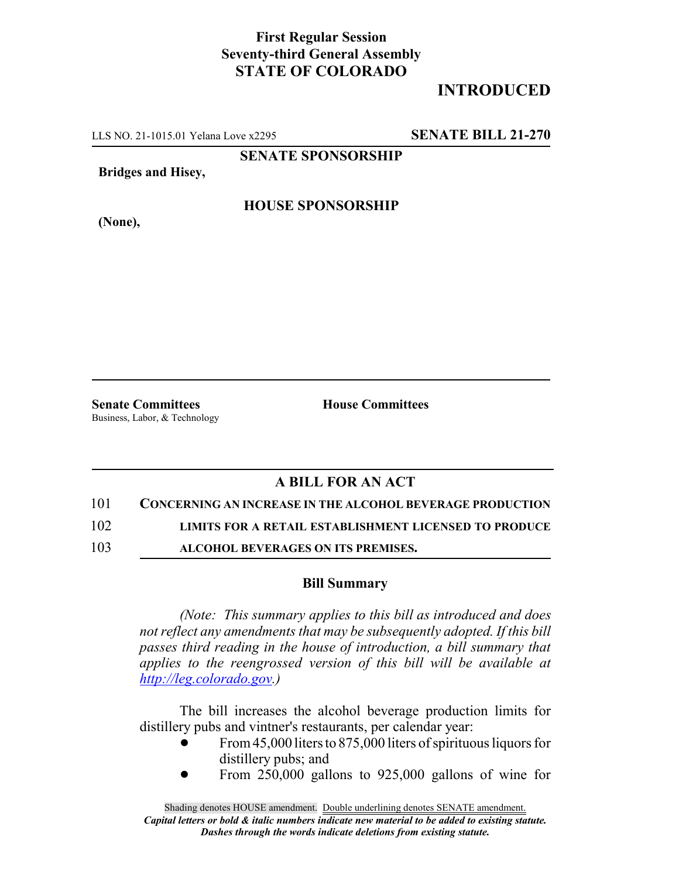**First Regular Session**
**Seventy-third General Assembly**
**STATE OF COLORADO**

# INTRODUCED

LLS NO. 21-1015.01 Yelana Love x2295 **SENATE BILL 21-270**

**SENATE SPONSORSHIP**

**Bridges and Hisey,**

**HOUSE SPONSORSHIP**

**(None),**

**Senate Committees**
Business, Labor, & Technology

**House Committees**

## A BILL FOR AN ACT

101 **CONCERNING AN INCREASE IN THE ALCOHOL BEVERAGE PRODUCTION**
102 **LIMITS FOR A RETAIL ESTABLISHMENT LICENSED TO PRODUCE**
103 **ALCOHOL BEVERAGES ON ITS PREMISES.**

### Bill Summary

*(Note: This summary applies to this bill as introduced and does not reflect any amendments that may be subsequently adopted. If this bill passes third reading in the house of introduction, a bill summary that applies to the reengrossed version of this bill will be available at http://leg.colorado.gov.)*

The bill increases the alcohol beverage production limits for distillery pubs and vintner's restaurants, per calendar year:

- From 45,000 liters to 875,000 liters of spirituous liquors for distillery pubs; and
- From 250,000 gallons to 925,000 gallons of wine for

Shading denotes HOUSE amendment. Double underlining denotes SENATE amendment.
*Capital letters or bold & italic numbers indicate new material to be added to existing statute.*
*Dashes through the words indicate deletions from existing statute.*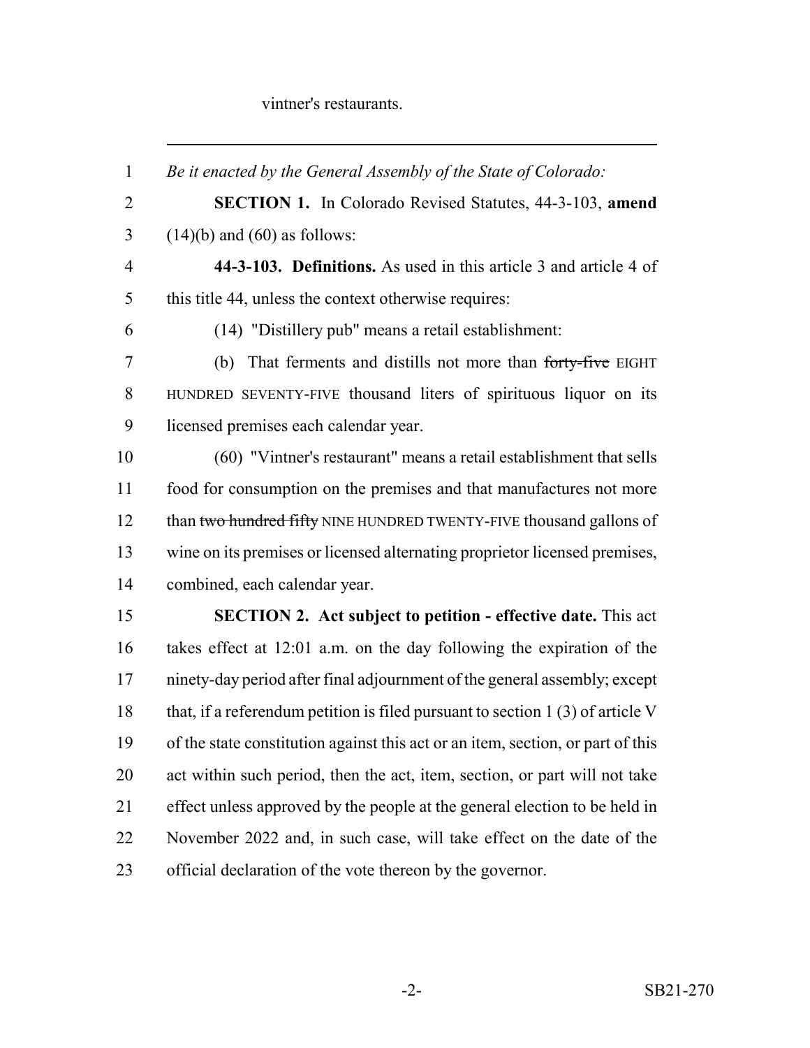vintner's restaurants.

---

*Be it enacted by the General Assembly of the State of Colorado:*

**SECTION 1.** In Colorado Revised Statutes, 44-3-103, **amend** (14)(b) and (60) as follows:

**44-3-103. Definitions.** As used in this article 3 and article 4 of this title 44, unless the context otherwise requires:

(14) "Distillery pub" means a retail establishment:

(b) That ferments and distills not more than ~~forty-five~~ EIGHT HUNDRED SEVENTY-FIVE thousand liters of spirituous liquor on its licensed premises each calendar year.

(60) "Vintner's restaurant" means a retail establishment that sells food for consumption on the premises and that manufactures not more than ~~two hundred fifty~~ NINE HUNDRED TWENTY-FIVE thousand gallons of wine on its premises or licensed alternating proprietor licensed premises, combined, each calendar year.

**SECTION 2. Act subject to petition - effective date.** This act takes effect at 12:01 a.m. on the day following the expiration of the ninety-day period after final adjournment of the general assembly; except that, if a referendum petition is filed pursuant to section 1 (3) of article V of the state constitution against this act or an item, section, or part of this act within such period, then the act, item, section, or part will not take effect unless approved by the people at the general election to be held in November 2022 and, in such case, will take effect on the date of the official declaration of the vote thereon by the governor.